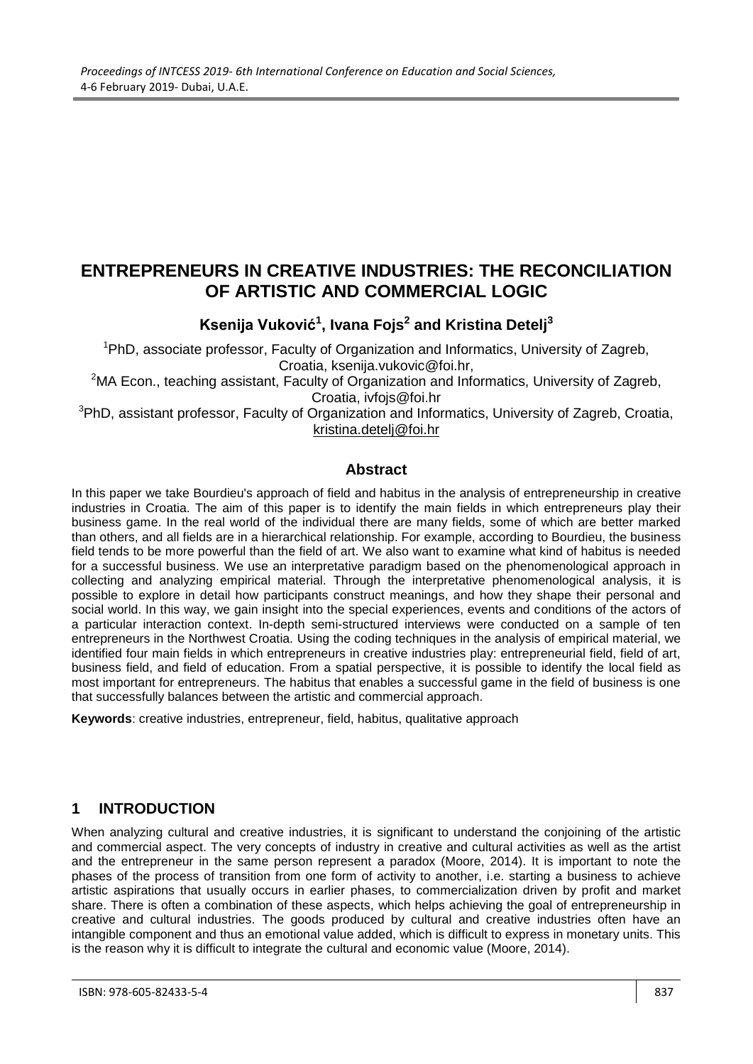# ENTREPRENEURS IN CREATIVE INDUSTRIES: THE RECONCILIATION OF ARTISTIC AND COMMERCIAL LOGIC

**Ksenija Vuković[1], Ivana Fojs[2] and Kristina Detelj[3]**

[1]PhD, associate professor, Faculty of Organization and Informatics, University of Zagreb, Croatia, ksenija.vukovic@foi.hr,

[2]MA Econ., teaching assistant, Faculty of Organization and Informatics, University of Zagreb, Croatia, ivfojs@foi.hr

[3]PhD, assistant professor, Faculty of Organization and Informatics, University of Zagreb, Croatia, kristina.detelj@foi.hr

## Abstract

In this paper we take Bourdieu's approach of field and habitus in the analysis of entrepreneurship in creative industries in Croatia. The aim of this paper is to identify the main fields in which entrepreneurs play their business game. In the real world of the individual there are many fields, some of which are better marked than others, and all fields are in a hierarchical relationship. For example, according to Bourdieu, the business field tends to be more powerful than the field of art. We also want to examine what kind of habitus is needed for a successful business. We use an interpretative paradigm based on the phenomenological approach in collecting and analyzing empirical material. Through the interpretative phenomenological analysis, it is possible to explore in detail how participants construct meanings, and how they shape their personal and social world. In this way, we gain insight into the special experiences, events and conditions of the actors of a particular interaction context. In-depth semi-structured interviews were conducted on a sample of ten entrepreneurs in the Northwest Croatia. Using the coding techniques in the analysis of empirical material, we identified four main fields in which entrepreneurs in creative industries play: entrepreneurial field, field of art, business field, and field of education. From a spatial perspective, it is possible to identify the local field as most important for entrepreneurs. The habitus that enables a successful game in the field of business is one that successfully balances between the artistic and commercial approach.

**Keywords**: creative industries, entrepreneur, field, habitus, qualitative approach

## 1 INTRODUCTION

When analyzing cultural and creative industries, it is significant to understand the conjoining of the artistic and commercial aspect. The very concepts of industry in creative and cultural activities as well as the artist and the entrepreneur in the same person represent a paradox (Moore, 2014). It is important to note the phases of the process of transition from one form of activity to another, i.e. starting a business to achieve artistic aspirations that usually occurs in earlier phases, to commercialization driven by profit and market share. There is often a combination of these aspects, which helps achieving the goal of entrepreneurship in creative and cultural industries. The goods produced by cultural and creative industries often have an intangible component and thus an emotional value added, which is difficult to express in monetary units. This is the reason why it is difficult to integrate the cultural and economic value (Moore, 2014).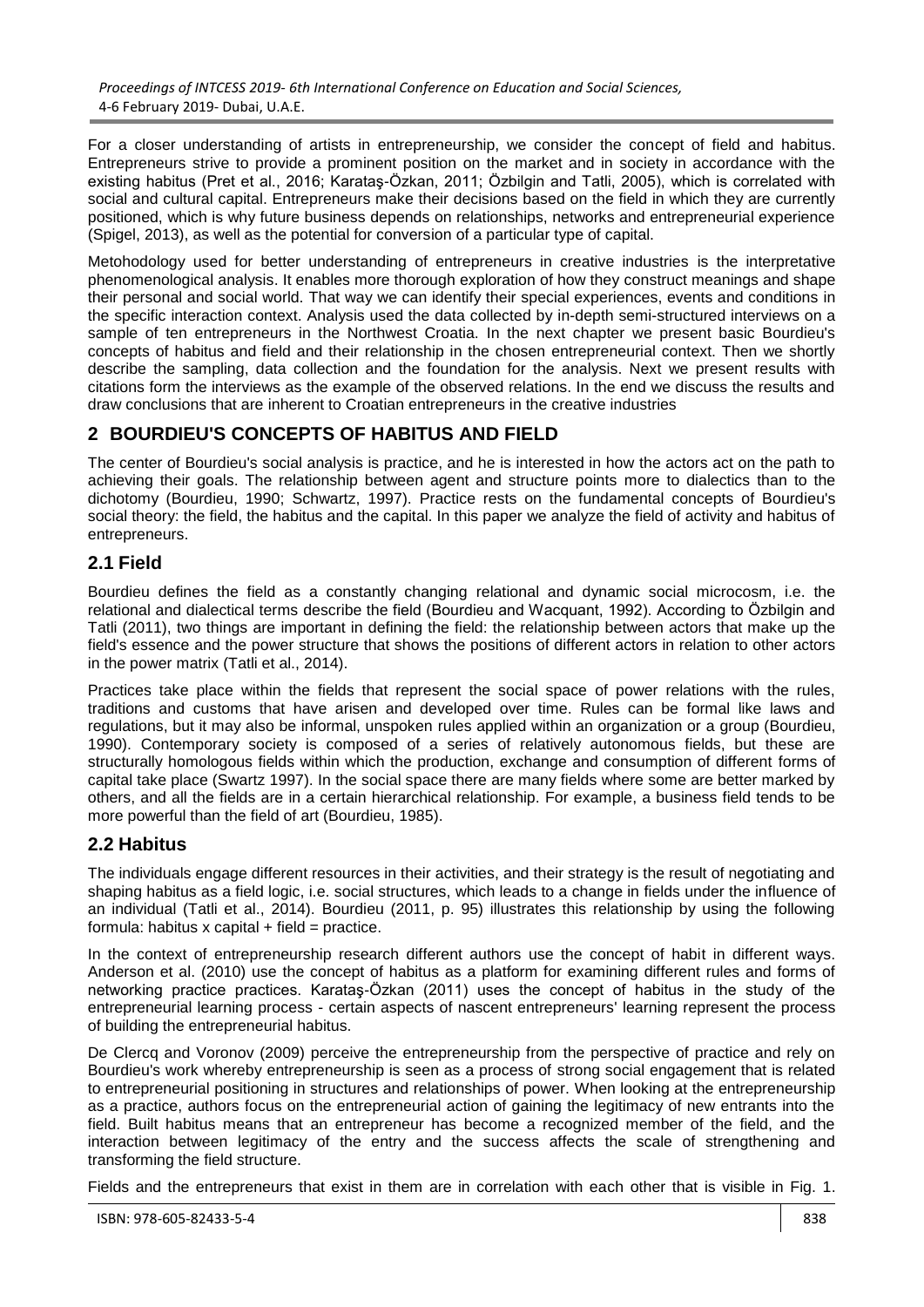For a closer understanding of artists in entrepreneurship, we consider the concept of field and habitus. Entrepreneurs strive to provide a prominent position on the market and in society in accordance with the existing habitus (Pret et al., 2016; Karataş-Özkan, 2011; Özbilgin and Tatli, 2005), which is correlated with social and cultural capital. Entrepreneurs make their decisions based on the field in which they are currently positioned, which is why future business depends on relationships, networks and entrepreneurial experience (Spigel, 2013), as well as the potential for conversion of a particular type of capital.

Metohodology used for better understanding of entrepreneurs in creative industries is the interpretative phenomenological analysis. It enables more thorough exploration of how they construct meanings and shape their personal and social world. That way we can identify their special experiences, events and conditions in the specific interaction context. Analysis used the data collected by in-depth semi-structured interviews on a sample of ten entrepreneurs in the Northwest Croatia. In the next chapter we present basic Bourdieu's concepts of habitus and field and their relationship in the chosen entrepreneurial context. Then we shortly describe the sampling, data collection and the foundation for the analysis. Next we present results with citations form the interviews as the example of the observed relations. In the end we discuss the results and draw conclusions that are inherent to Croatian entrepreneurs in the creative industries

## 2 BOURDIEU'S CONCEPTS OF HABITUS AND FIELD

The center of Bourdieu's social analysis is practice, and he is interested in how the actors act on the path to achieving their goals. The relationship between agent and structure points more to dialectics than to the dichotomy (Bourdieu, 1990; Schwartz, 1997). Practice rests on the fundamental concepts of Bourdieu's social theory: the field, the habitus and the capital. In this paper we analyze the field of activity and habitus of entrepreneurs.

### 2.1 Field

Bourdieu defines the field as a constantly changing relational and dynamic social microcosm, i.e. the relational and dialectical terms describe the field (Bourdieu and Wacquant, 1992). According to Özbilgin and Tatli (2011), two things are important in defining the field: the relationship between actors that make up the field's essence and the power structure that shows the positions of different actors in relation to other actors in the power matrix (Tatli et al., 2014).

Practices take place within the fields that represent the social space of power relations with the rules, traditions and customs that have arisen and developed over time. Rules can be formal like laws and regulations, but it may also be informal, unspoken rules applied within an organization or a group (Bourdieu, 1990). Contemporary society is composed of a series of relatively autonomous fields, but these are structurally homologous fields within which the production, exchange and consumption of different forms of capital take place (Swartz 1997). In the social space there are many fields where some are better marked by others, and all the fields are in a certain hierarchical relationship. For example, a business field tends to be more powerful than the field of art (Bourdieu, 1985).

### 2.2 Habitus

The individuals engage different resources in their activities, and their strategy is the result of negotiating and shaping habitus as a field logic, i.e. social structures, which leads to a change in fields under the influence of an individual (Tatli et al., 2014). Bourdieu (2011, p. 95) illustrates this relationship by using the following formula: habitus x capital + field = practice.

In the context of entrepreneurship research different authors use the concept of habit in different ways. Anderson et al. (2010) use the concept of habitus as a platform for examining different rules and forms of networking practice practices. Karataş-Özkan (2011) uses the concept of habitus in the study of the entrepreneurial learning process - certain aspects of nascent entrepreneurs' learning represent the process of building the entrepreneurial habitus.

De Clercq and Voronov (2009) perceive the entrepreneurship from the perspective of practice and rely on Bourdieu's work whereby entrepreneurship is seen as a process of strong social engagement that is related to entrepreneurial positioning in structures and relationships of power. When looking at the entrepreneurship as a practice, authors focus on the entrepreneurial action of gaining the legitimacy of new entrants into the field. Built habitus means that an entrepreneur has become a recognized member of the field, and the interaction between legitimacy of the entry and the success affects the scale of strengthening and transforming the field structure.

Fields and the entrepreneurs that exist in them are in correlation with each other that is visible in Fig. 1.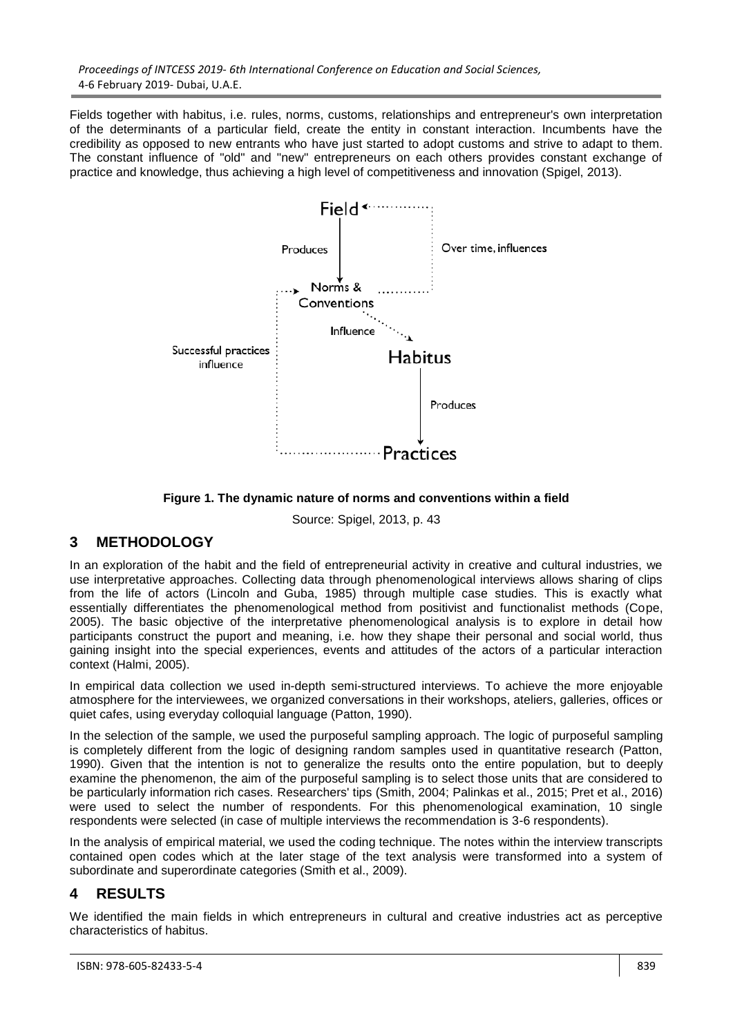Fields together with habitus, i.e. rules, norms, customs, relationships and entrepreneur's own interpretation of the determinants of a particular field, create the entity in constant interaction. Incumbents have the credibility as opposed to new entrants who have just started to adopt customs and strive to adapt to them. The constant influence of "old" and "new" entrepreneurs on each others provides constant exchange of practice and knowledge, thus achieving a high level of competitiveness and innovation (Spigel, 2013).

**Figure 1. The dynamic nature of norms and conventions within a field**

Source: Spigel, 2013, p. 43

## 3 METHODOLOGY

In an exploration of the habit and the field of entrepreneurial activity in creative and cultural industries, we use interpretative approaches. Collecting data through phenomenological interviews allows sharing of clips from the life of actors (Lincoln and Guba, 1985) through multiple case studies. This is exactly what essentially differentiates the phenomenological method from positivist and functionalist methods (Cope, 2005). The basic objective of the interpretative phenomenological analysis is to explore in detail how participants construct the puport and meaning, i.e. how they shape their personal and social world, thus gaining insight into the special experiences, events and attitudes of the actors of a particular interaction context (Halmi, 2005).

In empirical data collection we used in-depth semi-structured interviews. To achieve the more enjoyable atmosphere for the interviewees, we organized conversations in their workshops, ateliers, galleries, offices or quiet cafes, using everyday colloquial language (Patton, 1990).

In the selection of the sample, we used the purposeful sampling approach. The logic of purposeful sampling is completely different from the logic of designing random samples used in quantitative research (Patton, 1990). Given that the intention is not to generalize the results onto the entire population, but to deeply examine the phenomenon, the aim of the purposeful sampling is to select those units that are considered to be particularly information rich cases. Researchers' tips (Smith, 2004; Palinkas et al., 2015; Pret et al., 2016) were used to select the number of respondents. For this phenomenological examination, 10 single respondents were selected (in case of multiple interviews the recommendation is 3-6 respondents).

In the analysis of empirical material, we used the coding technique. The notes within the interview transcripts contained open codes which at the later stage of the text analysis were transformed into a system of subordinate and superordinate categories (Smith et al., 2009).

## 4 RESULTS

We identified the main fields in which entrepreneurs in cultural and creative industries act as perceptive characteristics of habitus.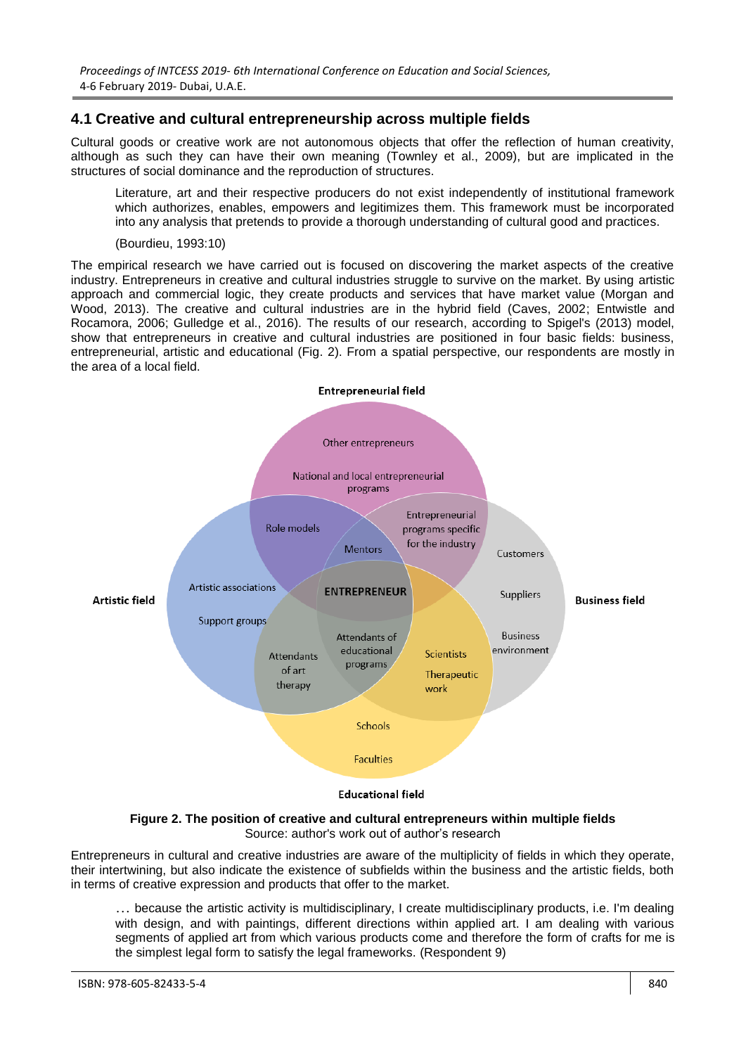## 4.1 Creative and cultural entrepreneurship across multiple fields

Cultural goods or creative work are not autonomous objects that offer the reflection of human creativity, although as such they can have their own meaning (Townley et al., 2009), but are implicated in the structures of social dominance and the reproduction of structures.

> Literature, art and their respective producers do not exist independently of institutional framework which authorizes, enables, empowers and legitimizes them. This framework must be incorporated into any analysis that pretends to provide a thorough understanding of cultural good and practices.
>
> (Bourdieu, 1993:10)

The empirical research we have carried out is focused on discovering the market aspects of the creative industry. Entrepreneurs in creative and cultural industries struggle to survive on the market. By using artistic approach and commercial logic, they create products and services that have market value (Morgan and Wood, 2013). The creative and cultural industries are in the hybrid field (Caves, 2002; Entwistle and Rocamora, 2006; Gulledge et al., 2016). The results of our research, according to Spigel's (2013) model, show that entrepreneurs in creative and cultural industries are positioned in four basic fields: business, entrepreneurial, artistic and educational (Fig. 2). From a spatial perspective, our respondents are mostly in the area of a local field.

Entrepreneurial field: Other entrepreneurs; National and local entrepreneurial programs; Role models; Mentors; Entrepreneurial programs specific for the industry; ENTREPRENEUR
Artistic field: Artistic associations; Support groups; Attendants of art therapy; Attendants of educational programs
Business field: Customers; Suppliers; Business environment; Scientists; Therapeutic work
Educational field: Schools; Faculties

**Figure 2. The position of creative and cultural entrepreneurs within multiple fields**
Source: author's work out of author's research

Entrepreneurs in cultural and creative industries are aware of the multiplicity of fields in which they operate, their intertwining, but also indicate the existence of subfields within the business and the artistic fields, both in terms of creative expression and products that offer to the market.

> … because the artistic activity is multidisciplinary, I create multidisciplinary products, i.e. I'm dealing with design, and with paintings, different directions within applied art. I am dealing with various segments of applied art from which various products come and therefore the form of crafts for me is the simplest legal form to satisfy the legal frameworks. (Respondent 9)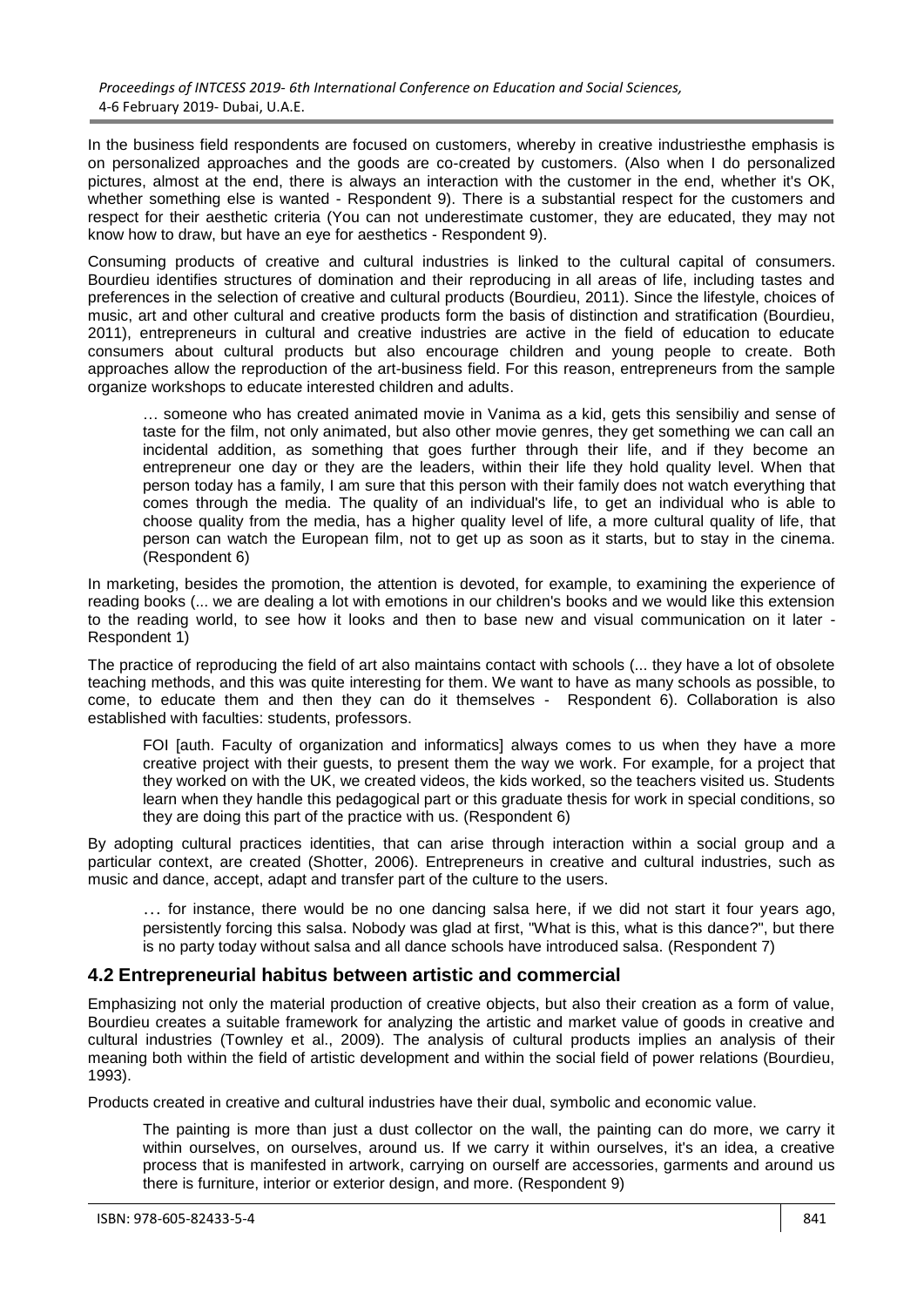In the business field respondents are focused on customers, whereby in creative industriesthe emphasis is on personalized approaches and the goods are co-created by customers. (Also when I do personalized pictures, almost at the end, there is always an interaction with the customer in the end, whether it's OK, whether something else is wanted - Respondent 9). There is a substantial respect for the customers and respect for their aesthetic criteria (You can not underestimate customer, they are educated, they may not know how to draw, but have an eye for aesthetics - Respondent 9).

Consuming products of creative and cultural industries is linked to the cultural capital of consumers. Bourdieu identifies structures of domination and their reproducing in all areas of life, including tastes and preferences in the selection of creative and cultural products (Bourdieu, 2011). Since the lifestyle, choices of music, art and other cultural and creative products form the basis of distinction and stratification (Bourdieu, 2011), entrepreneurs in cultural and creative industries are active in the field of education to educate consumers about cultural products but also encourage children and young people to create. Both approaches allow the reproduction of the art-business field. For this reason, entrepreneurs from the sample organize workshops to educate interested children and adults.

> … someone who has created animated movie in Vanima as a kid, gets this sensibiliy and sense of taste for the film, not only animated, but also other movie genres, they get something we can call an incidental addition, as something that goes further through their life, and if they become an entrepreneur one day or they are the leaders, within their life they hold quality level. When that person today has a family, I am sure that this person with their family does not watch everything that comes through the media. The quality of an individual's life, to get an individual who is able to choose quality from the media, has a higher quality level of life, a more cultural quality of life, that person can watch the European film, not to get up as soon as it starts, but to stay in the cinema. (Respondent 6)

In marketing, besides the promotion, the attention is devoted, for example, to examining the experience of reading books (... we are dealing a lot with emotions in our children's books and we would like this extension to the reading world, to see how it looks and then to base new and visual communication on it later - Respondent 1)

The practice of reproducing the field of art also maintains contact with schools (... they have a lot of obsolete teaching methods, and this was quite interesting for them. We want to have as many schools as possible, to come, to educate them and then they can do it themselves - Respondent 6). Collaboration is also established with faculties: students, professors.

> FOI [auth. Faculty of organization and informatics] always comes to us when they have a more creative project with their guests, to present them the way we work. For example, for a project that they worked on with the UK, we created videos, the kids worked, so the teachers visited us. Students learn when they handle this pedagogical part or this graduate thesis for work in special conditions, so they are doing this part of the practice with us. (Respondent 6)

By adopting cultural practices identities, that can arise through interaction within a social group and a particular context, are created (Shotter, 2006). Entrepreneurs in creative and cultural industries, such as music and dance, accept, adapt and transfer part of the culture to the users.

> … for instance, there would be no one dancing salsa here, if we did not start it four years ago, persistently forcing this salsa. Nobody was glad at first, "What is this, what is this dance?", but there is no party today without salsa and all dance schools have introduced salsa. (Respondent 7)

## 4.2 Entrepreneurial habitus between artistic and commercial

Emphasizing not only the material production of creative objects, but also their creation as a form of value, Bourdieu creates a suitable framework for analyzing the artistic and market value of goods in creative and cultural industries (Townley et al., 2009). The analysis of cultural products implies an analysis of their meaning both within the field of artistic development and within the social field of power relations (Bourdieu, 1993).

Products created in creative and cultural industries have their dual, symbolic and economic value.

> The painting is more than just a dust collector on the wall, the painting can do more, we carry it within ourselves, on ourselves, around us. If we carry it within ourselves, it's an idea, a creative process that is manifested in artwork, carrying on ourself are accessories, garments and around us there is furniture, interior or exterior design, and more. (Respondent 9)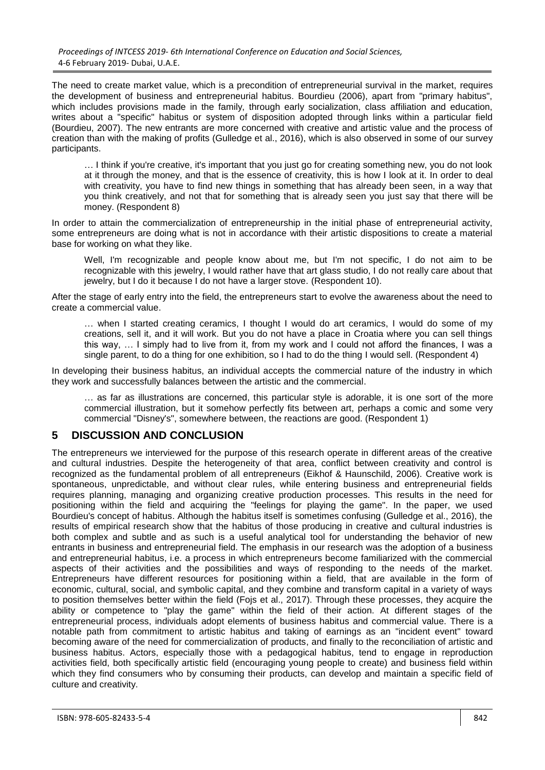The need to create market value, which is a precondition of entrepreneurial survival in the market, requires the development of business and entrepreneurial habitus. Bourdieu (2006), apart from "primary habitus", which includes provisions made in the family, through early socialization, class affiliation and education, writes about a "specific" habitus or system of disposition adopted through links within a particular field (Bourdieu, 2007). The new entrants are more concerned with creative and artistic value and the process of creation than with the making of profits (Gulledge et al., 2016), which is also observed in some of our survey participants.

> … I think if you're creative, it's important that you just go for creating something new, you do not look at it through the money, and that is the essence of creativity, this is how I look at it. In order to deal with creativity, you have to find new things in something that has already been seen, in a way that you think creatively, and not that for something that is already seen you just say that there will be money. (Respondent 8)

In order to attain the commercialization of entrepreneurship in the initial phase of entrepreneurial activity, some entrepreneurs are doing what is not in accordance with their artistic dispositions to create a material base for working on what they like.

> Well, I'm recognizable and people know about me, but I'm not specific, I do not aim to be recognizable with this jewelry, I would rather have that art glass studio, I do not really care about that jewelry, but I do it because I do not have a larger stove. (Respondent 10).

After the stage of early entry into the field, the entrepreneurs start to evolve the awareness about the need to create a commercial value.

> … when I started creating ceramics, I thought I would do art ceramics, I would do some of my creations, sell it, and it will work. But you do not have a place in Croatia where you can sell things this way, … I simply had to live from it, from my work and I could not afford the finances, I was a single parent, to do a thing for one exhibition, so I had to do the thing I would sell. (Respondent 4)

In developing their business habitus, an individual accepts the commercial nature of the industry in which they work and successfully balances between the artistic and the commercial.

> … as far as illustrations are concerned, this particular style is adorable, it is one sort of the more commercial illustration, but it somehow perfectly fits between art, perhaps a comic and some very commercial "Disney's", somewhere between, the reactions are good. (Respondent 1)

## 5 DISCUSSION AND CONCLUSION

The entrepreneurs we interviewed for the purpose of this research operate in different areas of the creative and cultural industries. Despite the heterogeneity of that area, conflict between creativity and control is recognized as the fundamental problem of all entrepreneurs (Eikhof & Haunschild, 2006). Creative work is spontaneous, unpredictable, and without clear rules, while entering business and entrepreneurial fields requires planning, managing and organizing creative production processes. This results in the need for positioning within the field and acquiring the "feelings for playing the game". In the paper, we used Bourdieu's concept of habitus. Although the habitus itself is sometimes confusing (Gulledge et al., 2016), the results of empirical research show that the habitus of those producing in creative and cultural industries is both complex and subtle and as such is a useful analytical tool for understanding the behavior of new entrants in business and entrepreneurial field. The emphasis in our research was the adoption of a business and entrepreneurial habitus, i.e. a process in which entrepreneurs become familiarized with the commercial aspects of their activities and the possibilities and ways of responding to the needs of the market. Entrepreneurs have different resources for positioning within a field, that are available in the form of economic, cultural, social, and symbolic capital, and they combine and transform capital in a variety of ways to position themselves better within the field (Fojs et al., 2017). Through these processes, they acquire the ability or competence to "play the game" within the field of their action. At different stages of the entrepreneurial process, individuals adopt elements of business habitus and commercial value. There is a notable path from commitment to artistic habitus and taking of earnings as an "incident event" toward becoming aware of the need for commercialization of products, and finally to the reconciliation of artistic and business habitus. Actors, especially those with a pedagogical habitus, tend to engage in reproduction activities field, both specifically artistic field (encouraging young people to create) and business field within which they find consumers who by consuming their products, can develop and maintain a specific field of culture and creativity.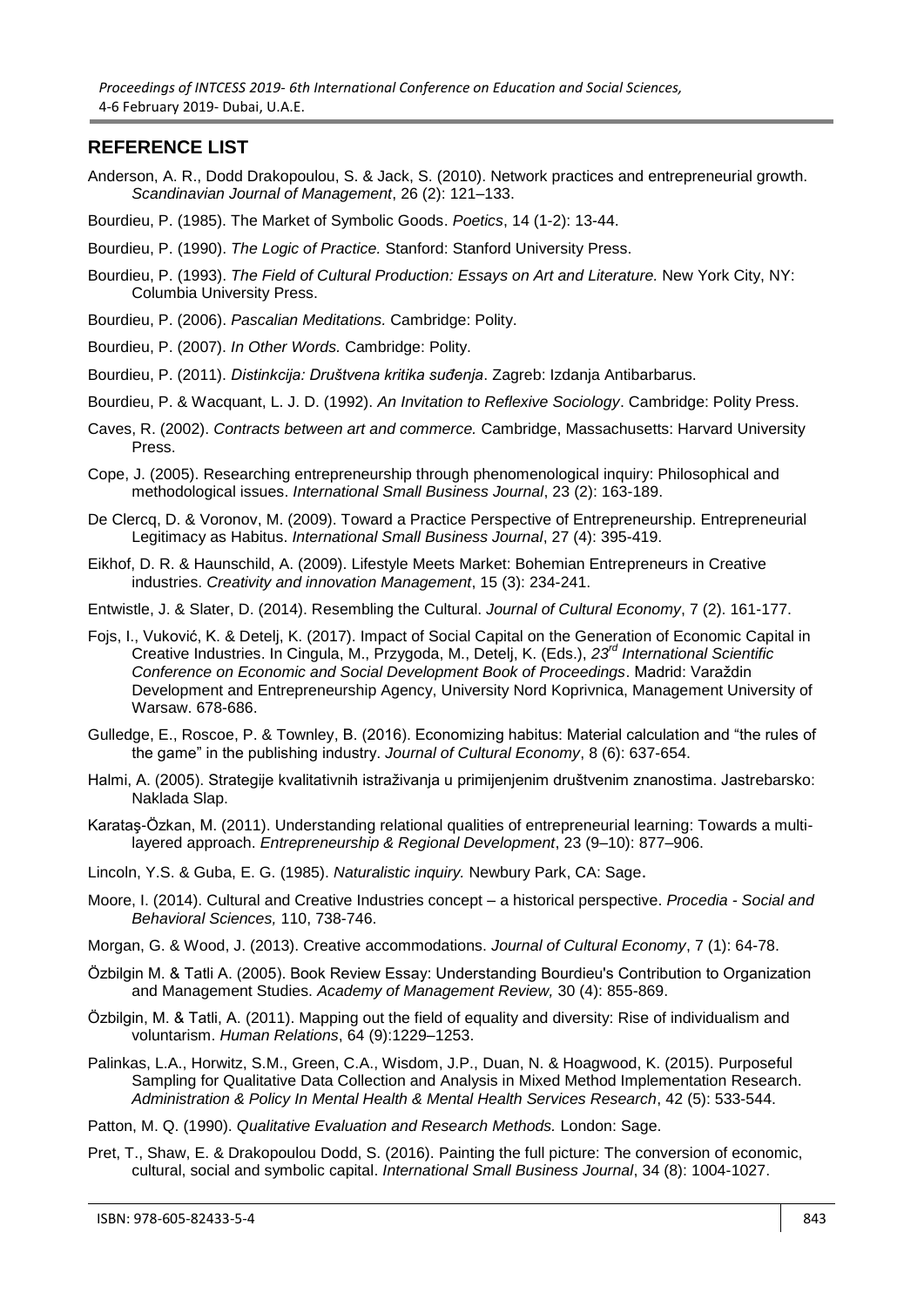## REFERENCE LIST

Anderson, A. R., Dodd Drakopoulou, S. & Jack, S. (2010). Network practices and entrepreneurial growth. *Scandinavian Journal of Management*, 26 (2): 121–133.

Bourdieu, P. (1985). The Market of Symbolic Goods. *Poetics*, 14 (1-2): 13-44.

Bourdieu, P. (1990). *The Logic of Practice.* Stanford: Stanford University Press.

Bourdieu, P. (1993). *The Field of Cultural Production: Essays on Art and Literature.* New York City, NY: Columbia University Press.

Bourdieu, P. (2006). *Pascalian Meditations.* Cambridge: Polity.

Bourdieu, P. (2007). *In Other Words.* Cambridge: Polity.

Bourdieu, P. (2011). *Distinkcija: Društvena kritika suđenja*. Zagreb: Izdanja Antibarbarus.

Bourdieu, P. & Wacquant, L. J. D. (1992). *An Invitation to Reflexive Sociology*. Cambridge: Polity Press.

Caves, R. (2002). *Contracts between art and commerce.* Cambridge, Massachusetts: Harvard University Press.

Cope, J. (2005). Researching entrepreneurship through phenomenological inquiry: Philosophical and methodological issues. *International Small Business Journal*, 23 (2): 163-189.

De Clercq, D. & Voronov, M. (2009). Toward a Practice Perspective of Entrepreneurship. Entrepreneurial Legitimacy as Habitus. *International Small Business Journal*, 27 (4): 395-419.

Eikhof, D. R. & Haunschild, A. (2009). Lifestyle Meets Market: Bohemian Entrepreneurs in Creative industries. *Creativity and innovation Management*, 15 (3): 234-241.

Entwistle, J. & Slater, D. (2014). Resembling the Cultural. *Journal of Cultural Economy*, 7 (2). 161-177.

Fojs, I., Vuković, K. & Detelj, K. (2017). Impact of Social Capital on the Generation of Economic Capital in Creative Industries. In Cingula, M., Przygoda, M., Detelj, K. (Eds.), *23rd International Scientific Conference on Economic and Social Development Book of Proceedings*. Madrid: Varaždin Development and Entrepreneurship Agency, University Nord Koprivnica, Management University of Warsaw. 678-686.

Gulledge, E., Roscoe, P. & Townley, B. (2016). Economizing habitus: Material calculation and "the rules of the game" in the publishing industry. *Journal of Cultural Economy*, 8 (6): 637-654.

Halmi, A. (2005). Strategije kvalitativnih istraživanja u primijenjenim društvenim znanostima. Jastrebarsko: Naklada Slap.

Karataş-Özkan, M. (2011). Understanding relational qualities of entrepreneurial learning: Towards a multi-layered approach. *Entrepreneurship & Regional Development*, 23 (9–10): 877–906.

Lincoln, Y.S. & Guba, E. G. (1985). *Naturalistic inquiry.* Newbury Park, CA: Sage.

Moore, I. (2014). Cultural and Creative Industries concept – a historical perspective. *Procedia - Social and Behavioral Sciences,* 110, 738-746.

Morgan, G. & Wood, J. (2013). Creative accommodations. *Journal of Cultural Economy*, 7 (1): 64-78.

Özbilgin M. & Tatli A. (2005). Book Review Essay: Understanding Bourdieu's Contribution to Organization and Management Studies. *Academy of Management Review,* 30 (4): 855-869.

Özbilgin, M. & Tatli, A. (2011). Mapping out the field of equality and diversity: Rise of individualism and voluntarism. *Human Relations*, 64 (9):1229–1253.

Palinkas, L.A., Horwitz, S.M., Green, C.A., Wisdom, J.P., Duan, N. & Hoagwood, K. (2015). Purposeful Sampling for Qualitative Data Collection and Analysis in Mixed Method Implementation Research. *Administration & Policy In Mental Health & Mental Health Services Research*, 42 (5): 533-544.

Patton, M. Q. (1990). *Qualitative Evaluation and Research Methods.* London: Sage.

Pret, T., Shaw, E. & Drakopoulou Dodd, S. (2016). Painting the full picture: The conversion of economic, cultural, social and symbolic capital. *International Small Business Journal*, 34 (8): 1004-1027.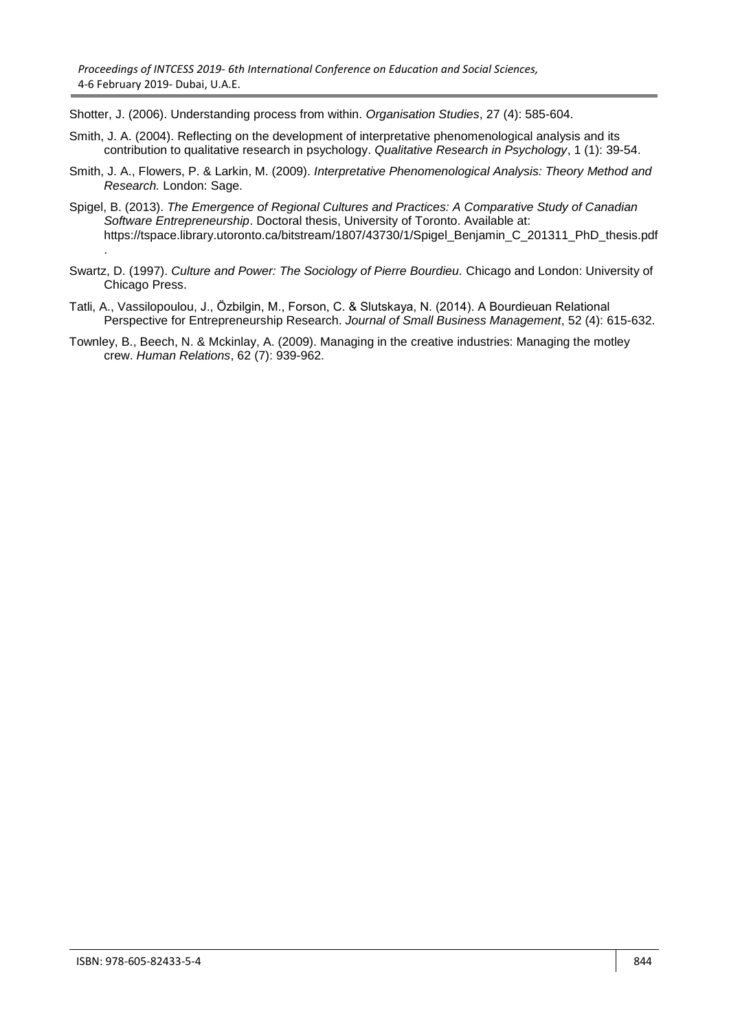Shotter, J. (2006). Understanding process from within. *Organisation Studies*, 27 (4): 585-604.

Smith, J. A. (2004). Reflecting on the development of interpretative phenomenological analysis and its contribution to qualitative research in psychology. *Qualitative Research in Psychology*, 1 (1): 39-54.

Smith, J. A., Flowers, P. & Larkin, M. (2009). *Interpretative Phenomenological Analysis: Theory Method and Research.* London: Sage.

Spigel, B. (2013). *The Emergence of Regional Cultures and Practices: A Comparative Study of Canadian Software Entrepreneurship*. Doctoral thesis, University of Toronto. Available at: https://tspace.library.utoronto.ca/bitstream/1807/43730/1/Spigel_Benjamin_C_201311_PhD_thesis.pdf.

Swartz, D. (1997). *Culture and Power: The Sociology of Pierre Bourdieu.* Chicago and London: University of Chicago Press.

Tatli, A., Vassilopoulou, J., Özbilgin, M., Forson, C. & Slutskaya, N. (2014). A Bourdieuan Relational Perspective for Entrepreneurship Research. *Journal of Small Business Management*, 52 (4): 615-632.

Townley, B., Beech, N. & Mckinlay, A. (2009). Managing in the creative industries: Managing the motley crew. *Human Relations*, 62 (7): 939-962.